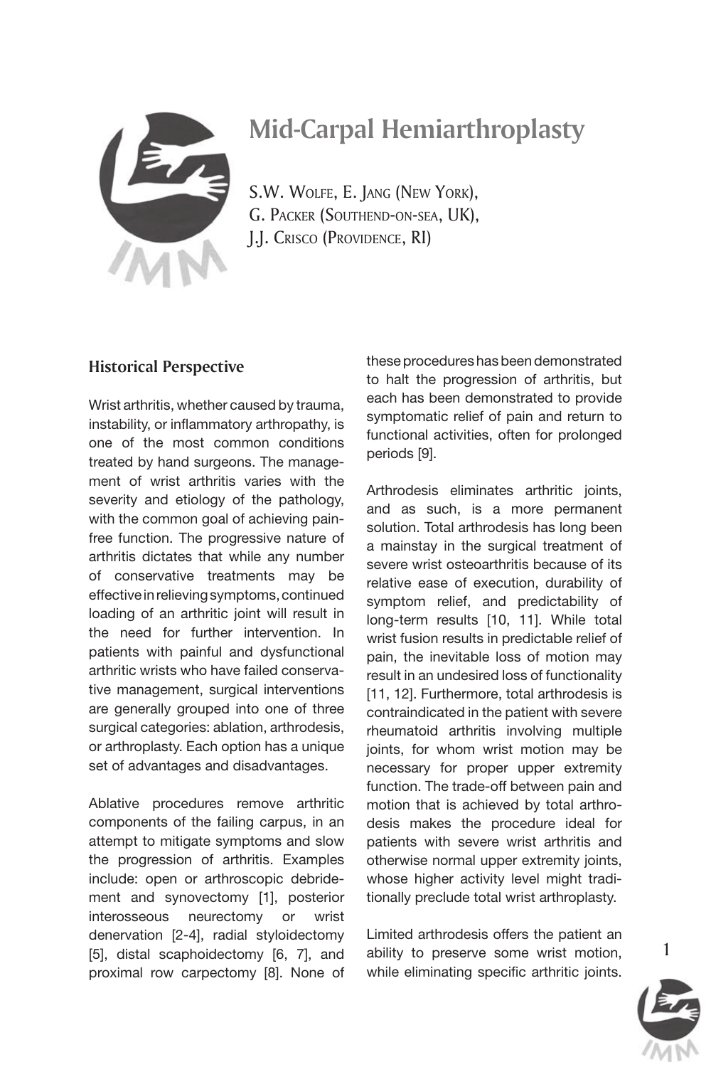# Mid-Carpal Hemiarthroplasty

S.W. Wolfe, E. Jang (New York),
G. Packer (Southend-on-sea, UK),
J.J. Crisco (Providence, RI)

## Historical Perspective

Wrist arthritis, whether caused by trauma, instability, or inflammatory arthropathy, is one of the most common conditions treated by hand surgeons. The management of wrist arthritis varies with the severity and etiology of the pathology, with the common goal of achieving pain-free function. The progressive nature of arthritis dictates that while any number of conservative treatments may be effective in relieving symptoms, continued loading of an arthritic joint will result in the need for further intervention. In patients with painful and dysfunctional arthritic wrists who have failed conservative management, surgical interventions are generally grouped into one of three surgical categories: ablation, arthrodesis, or arthroplasty. Each option has a unique set of advantages and disadvantages.

Ablative procedures remove arthritic components of the failing carpus, in an attempt to mitigate symptoms and slow the progression of arthritis. Examples include: open or arthroscopic debridement and synovectomy [1], posterior interosseous neurectomy or wrist denervation [2-4], radial styloidectomy [5], distal scaphoidectomy [6, 7], and proximal row carpectomy [8]. None of these procedures has been demonstrated to halt the progression of arthritis, but each has been demonstrated to provide symptomatic relief of pain and return to functional activities, often for prolonged periods [9].

Arthrodesis eliminates arthritic joints, and as such, is a more permanent solution. Total arthrodesis has long been a mainstay in the surgical treatment of severe wrist osteoarthritis because of its relative ease of execution, durability of symptom relief, and predictability of long-term results [10, 11]. While total wrist fusion results in predictable relief of pain, the inevitable loss of motion may result in an undesired loss of functionality [11, 12]. Furthermore, total arthrodesis is contraindicated in the patient with severe rheumatoid arthritis involving multiple joints, for whom wrist motion may be necessary for proper upper extremity function. The trade-off between pain and motion that is achieved by total arthrodesis makes the procedure ideal for patients with severe wrist arthritis and otherwise normal upper extremity joints, whose higher activity level might traditionally preclude total wrist arthroplasty.

Limited arthrodesis offers the patient an ability to preserve some wrist motion, while eliminating specific arthritic joints.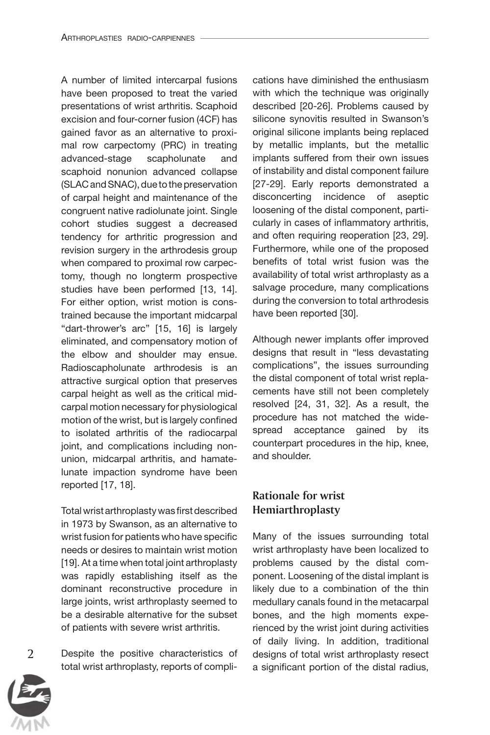A number of limited intercarpal fusions have been proposed to treat the varied presentations of wrist arthritis. Scaphoid excision and four-corner fusion (4CF) has gained favor as an alternative to proximal row carpectomy (PRC) in treating advanced-stage scapholunate and scaphoid nonunion advanced collapse (SLAC and SNAC), due to the preservation of carpal height and maintenance of the congruent native radiolunate joint. Single cohort studies suggest a decreased tendency for arthritic progression and revision surgery in the arthrodesis group when compared to proximal row carpectomy, though no longterm prospective studies have been performed [13, 14]. For either option, wrist motion is constrained because the important midcarpal "dart-thrower's arc" [15, 16] is largely eliminated, and compensatory motion of the elbow and shoulder may ensue. Radioscapholunate arthrodesis is an attractive surgical option that preserves carpal height as well as the critical midcarpal motion necessary for physiological motion of the wrist, but is largely confined to isolated arthritis of the radiocarpal joint, and complications including nonunion, midcarpal arthritis, and hamate-lunate impaction syndrome have been reported [17, 18].

Total wrist arthroplasty was first described in 1973 by Swanson, as an alternative to wrist fusion for patients who have specific needs or desires to maintain wrist motion [19]. At a time when total joint arthroplasty was rapidly establishing itself as the dominant reconstructive procedure in large joints, wrist arthroplasty seemed to be a desirable alternative for the subset of patients with severe wrist arthritis.

Despite the positive characteristics of total wrist arthroplasty, reports of complications have diminished the enthusiasm with which the technique was originally described [20-26]. Problems caused by silicone synovitis resulted in Swanson's original silicone implants being replaced by metallic implants, but the metallic implants suffered from their own issues of instability and distal component failure [27-29]. Early reports demonstrated a disconcerting incidence of aseptic loosening of the distal component, particularly in cases of inflammatory arthritis, and often requiring reoperation [23, 29]. Furthermore, while one of the proposed benefits of total wrist fusion was the availability of total wrist arthroplasty as a salvage procedure, many complications during the conversion to total arthrodesis have been reported [30].

Although newer implants offer improved designs that result in "less devastating complications", the issues surrounding the distal component of total wrist replacements have still not been completely resolved [24, 31, 32]. As a result, the procedure has not matched the widespread acceptance gained by its counterpart procedures in the hip, knee, and shoulder.

## Rationale for wrist Hemiarthroplasty

Many of the issues surrounding total wrist arthroplasty have been localized to problems caused by the distal component. Loosening of the distal implant is likely due to a combination of the thin medullary canals found in the metacarpal bones, and the high moments experienced by the wrist joint during activities of daily living. In addition, traditional designs of total wrist arthroplasty resect a significant portion of the distal radius,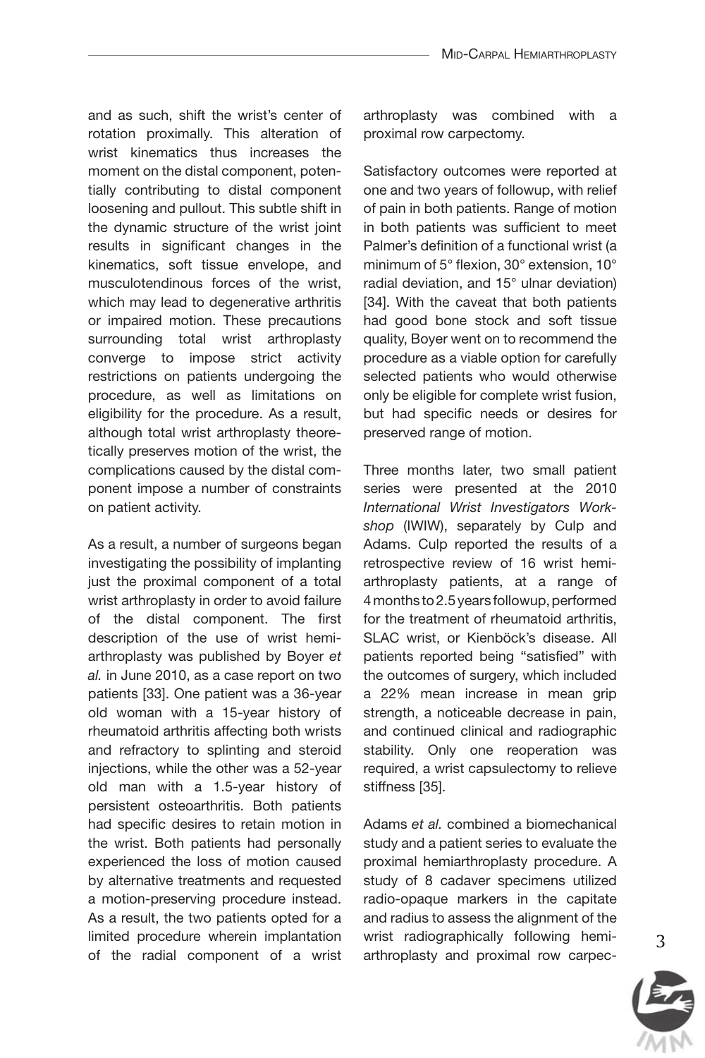and as such, shift the wrist's center of rotation proximally. This alteration of wrist kinematics thus increases the moment on the distal component, potentially contributing to distal component loosening and pullout. This subtle shift in the dynamic structure of the wrist joint results in significant changes in the kinematics, soft tissue envelope, and musculotendinous forces of the wrist, which may lead to degenerative arthritis or impaired motion. These precautions surrounding total wrist arthroplasty converge to impose strict activity restrictions on patients undergoing the procedure, as well as limitations on eligibility for the procedure. As a result, although total wrist arthroplasty theoretically preserves motion of the wrist, the complications caused by the distal component impose a number of constraints on patient activity.

As a result, a number of surgeons began investigating the possibility of implanting just the proximal component of a total wrist arthroplasty in order to avoid failure of the distal component. The first description of the use of wrist hemiarthroplasty was published by Boyer *et al.* in June 2010, as a case report on two patients [33]. One patient was a 36-year old woman with a 15-year history of rheumatoid arthritis affecting both wrists and refractory to splinting and steroid injections, while the other was a 52-year old man with a 1.5-year history of persistent osteoarthritis. Both patients had specific desires to retain motion in the wrist. Both patients had personally experienced the loss of motion caused by alternative treatments and requested a motion-preserving procedure instead. As a result, the two patients opted for a limited procedure wherein implantation of the radial component of a wrist arthroplasty was combined with a proximal row carpectomy.

Satisfactory outcomes were reported at one and two years of followup, with relief of pain in both patients. Range of motion in both patients was sufficient to meet Palmer's definition of a functional wrist (a minimum of 5° flexion, 30° extension, 10° radial deviation, and 15° ulnar deviation) [34]. With the caveat that both patients had good bone stock and soft tissue quality, Boyer went on to recommend the procedure as a viable option for carefully selected patients who would otherwise only be eligible for complete wrist fusion, but had specific needs or desires for preserved range of motion.

Three months later, two small patient series were presented at the 2010 *International Wrist Investigators Workshop* (IWIW), separately by Culp and Adams. Culp reported the results of a retrospective review of 16 wrist hemiarthroplasty patients, at a range of 4 months to 2.5 years followup, performed for the treatment of rheumatoid arthritis, SLAC wrist, or Kienböck's disease. All patients reported being "satisfied" with the outcomes of surgery, which included a 22% mean increase in mean grip strength, a noticeable decrease in pain, and continued clinical and radiographic stability. Only one reoperation was required, a wrist capsulectomy to relieve stiffness [35].

Adams *et al.* combined a biomechanical study and a patient series to evaluate the proximal hemiarthroplasty procedure. A study of 8 cadaver specimens utilized radio-opaque markers in the capitate and radius to assess the alignment of the wrist radiographically following hemiarthroplasty and proximal row carpec-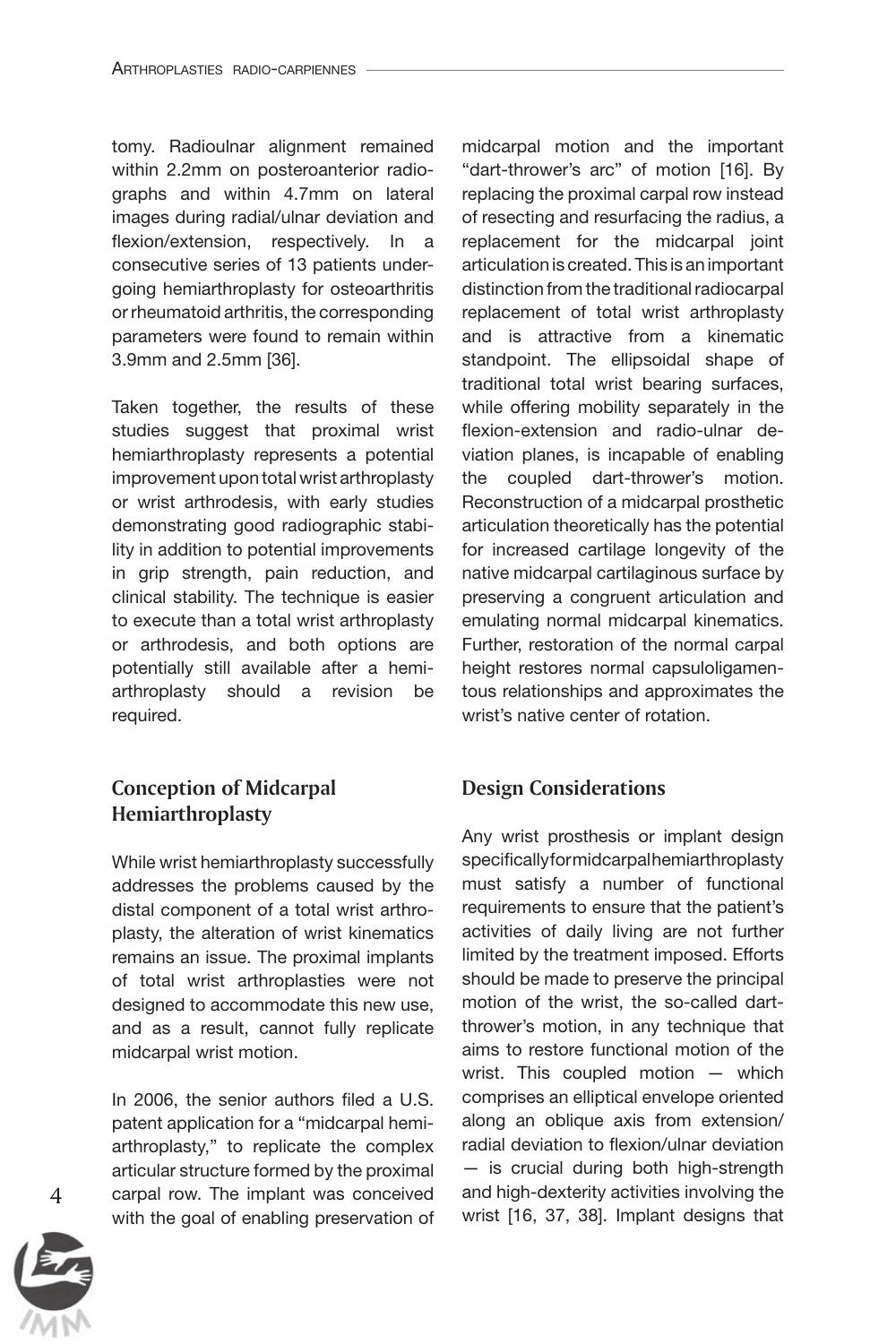tomy. Radioulnar alignment remained within 2.2mm on posteroanterior radiographs and within 4.7mm on lateral images during radial/ulnar deviation and flexion/extension, respectively. In a consecutive series of 13 patients undergoing hemiarthroplasty for osteoarthritis or rheumatoid arthritis, the corresponding parameters were found to remain within 3.9mm and 2.5mm [36].

Taken together, the results of these studies suggest that proximal wrist hemiarthroplasty represents a potential improvement upon total wrist arthroplasty or wrist arthrodesis, with early studies demonstrating good radiographic stability in addition to potential improvements in grip strength, pain reduction, and clinical stability. The technique is easier to execute than a total wrist arthroplasty or arthrodesis, and both options are potentially still available after a hemiarthroplasty should a revision be required.

## Conception of Midcarpal Hemiarthroplasty

While wrist hemiarthroplasty successfully addresses the problems caused by the distal component of a total wrist arthroplasty, the alteration of wrist kinematics remains an issue. The proximal implants of total wrist arthroplasties were not designed to accommodate this new use, and as a result, cannot fully replicate midcarpal wrist motion.

In 2006, the senior authors filed a U.S. patent application for a "midcarpal hemiarthroplasty," to replicate the complex articular structure formed by the proximal carpal row. The implant was conceived with the goal of enabling preservation of midcarpal motion and the important "dart-thrower's arc" of motion [16]. By replacing the proximal carpal row instead of resecting and resurfacing the radius, a replacement for the midcarpal joint articulation is created. This is an important distinction from the traditional radiocarpal replacement of total wrist arthroplasty and is attractive from a kinematic standpoint. The ellipsoidal shape of traditional total wrist bearing surfaces, while offering mobility separately in the flexion-extension and radio-ulnar deviation planes, is incapable of enabling the coupled dart-thrower's motion. Reconstruction of a midcarpal prosthetic articulation theoretically has the potential for increased cartilage longevity of the native midcarpal cartilaginous surface by preserving a congruent articulation and emulating normal midcarpal kinematics. Further, restoration of the normal carpal height restores normal capsuloligamentous relationships and approximates the wrist's native center of rotation.

## Design Considerations

Any wrist prosthesis or implant design specifically for midcarpal hemiarthroplasty must satisfy a number of functional requirements to ensure that the patient's activities of daily living are not further limited by the treatment imposed. Efforts should be made to preserve the principal motion of the wrist, the so-called dart-thrower's motion, in any technique that aims to restore functional motion of the wrist. This coupled motion — which comprises an elliptical envelope oriented along an oblique axis from extension/radial deviation to flexion/ulnar deviation — is crucial during both high-strength and high-dexterity activities involving the wrist [16, 37, 38]. Implant designs that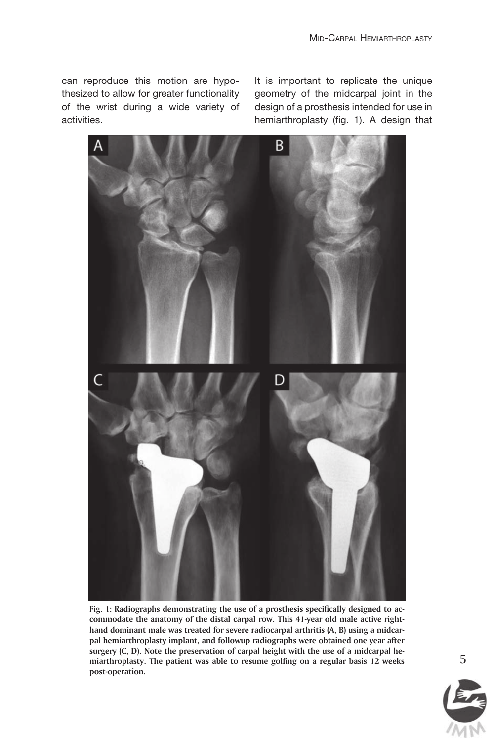can reproduce this motion are hypothesized to allow for greater functionality of the wrist during a wide variety of activities.

It is important to replicate the unique geometry of the midcarpal joint in the design of a prosthesis intended for use in hemiarthroplasty (fig. 1). A design that

**Fig. 1: Radiographs demonstrating the use of a prosthesis specifically designed to accommodate the anatomy of the distal carpal row. This 41-year old male active right-hand dominant male was treated for severe radiocarpal arthritis (A, B) using a midcarpal hemiarthroplasty implant, and followup radiographs were obtained one year after surgery (C, D). Note the preservation of carpal height with the use of a midcarpal hemiarthroplasty. The patient was able to resume golfing on a regular basis 12 weeks post-operation.**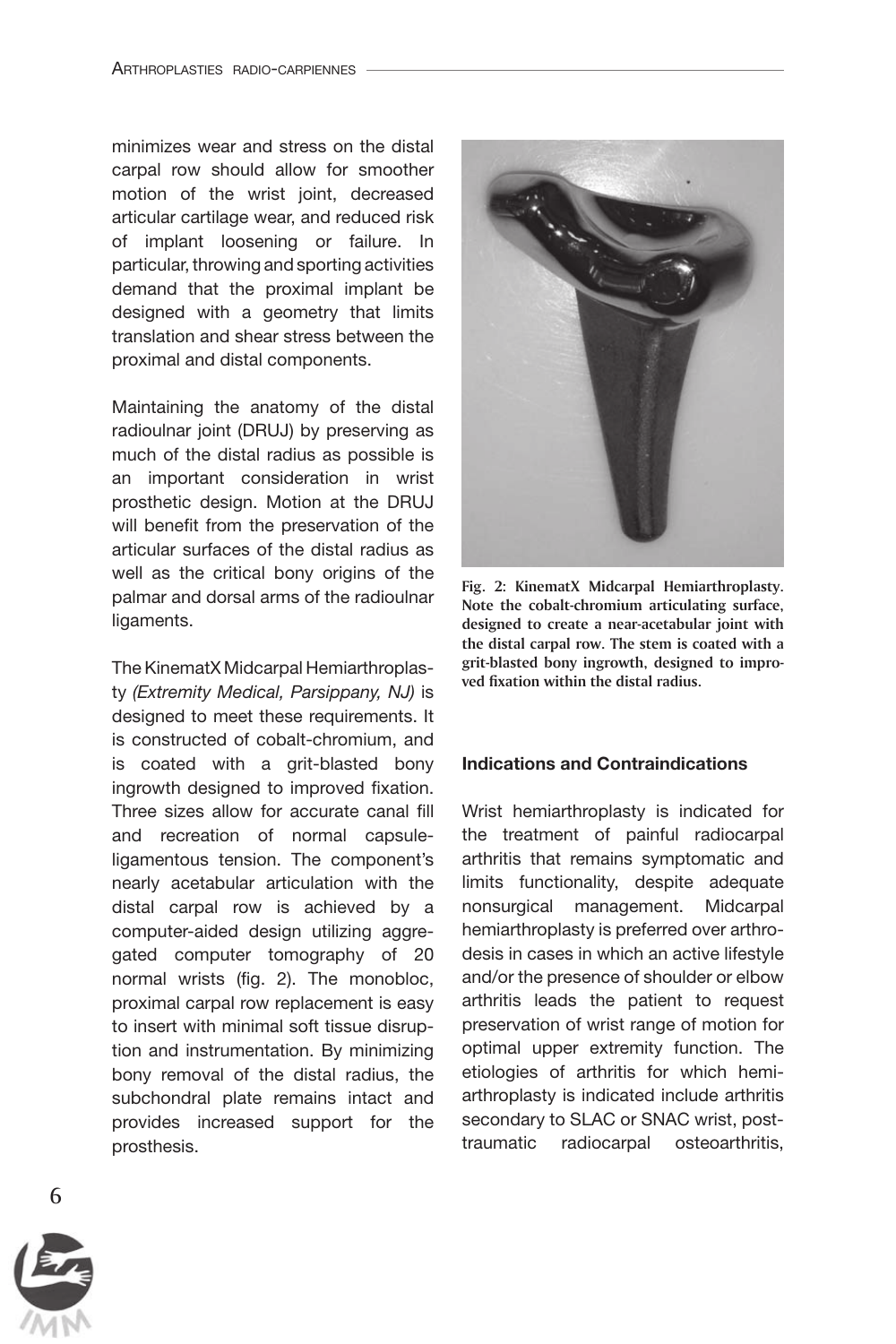minimizes wear and stress on the distal carpal row should allow for smoother motion of the wrist joint, decreased articular cartilage wear, and reduced risk of implant loosening or failure. In particular, throwing and sporting activities demand that the proximal implant be designed with a geometry that limits translation and shear stress between the proximal and distal components.

Maintaining the anatomy of the distal radioulnar joint (DRUJ) by preserving as much of the distal radius as possible is an important consideration in wrist prosthetic design. Motion at the DRUJ will benefit from the preservation of the articular surfaces of the distal radius as well as the critical bony origins of the palmar and dorsal arms of the radioulnar ligaments.

The KinematX Midcarpal Hemiarthroplasty *(Extremity Medical, Parsippany, NJ)* is designed to meet these requirements. It is constructed of cobalt-chromium, and is coated with a grit-blasted bony ingrowth designed to improved fixation. Three sizes allow for accurate canal fill and recreation of normal capsule-ligamentous tension. The component's nearly acetabular articulation with the distal carpal row is achieved by a computer-aided design utilizing aggregated computer tomography of 20 normal wrists (fig. 2). The monobloc, proximal carpal row replacement is easy to insert with minimal soft tissue disruption and instrumentation. By minimizing bony removal of the distal radius, the subchondral plate remains intact and provides increased support for the prosthesis.

**Fig. 2: KinematX Midcarpal Hemiarthroplasty. Note the cobalt-chromium articulating surface, designed to create a near-acetabular joint with the distal carpal row. The stem is coated with a grit-blasted bony ingrowth, designed to improved fixation within the distal radius.**

#### Indications and Contraindications

Wrist hemiarthroplasty is indicated for the treatment of painful radiocarpal arthritis that remains symptomatic and limits functionality, despite adequate nonsurgical management. Midcarpal hemiarthroplasty is preferred over arthrodesis in cases in which an active lifestyle and/or the presence of shoulder or elbow arthritis leads the patient to request preservation of wrist range of motion for optimal upper extremity function. The etiologies of arthritis for which hemiarthroplasty is indicated include arthritis secondary to SLAC or SNAC wrist, post-traumatic radiocarpal osteoarthritis,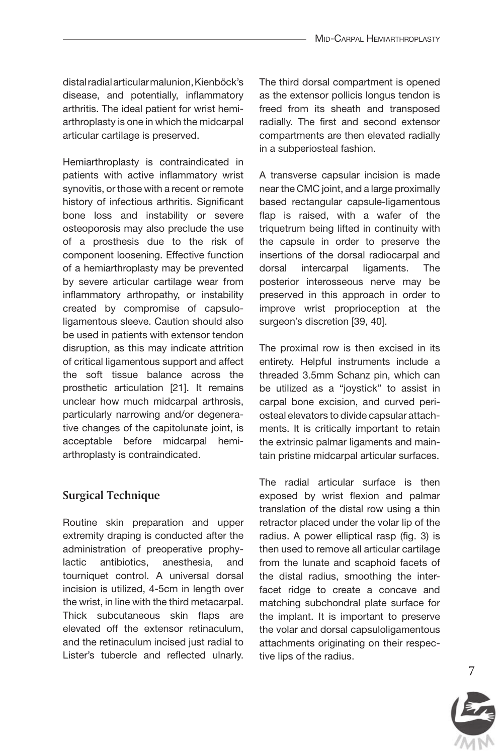distal radial articular malunion, Kienböck's disease, and potentially, inflammatory arthritis. The ideal patient for wrist hemiarthroplasty is one in which the midcarpal articular cartilage is preserved.

Hemiarthroplasty is contraindicated in patients with active inflammatory wrist synovitis, or those with a recent or remote history of infectious arthritis. Significant bone loss and instability or severe osteoporosis may also preclude the use of a prosthesis due to the risk of component loosening. Effective function of a hemiarthroplasty may be prevented by severe articular cartilage wear from inflammatory arthropathy, or instability created by compromise of capsuloligamentous sleeve. Caution should also be used in patients with extensor tendon disruption, as this may indicate attrition of critical ligamentous support and affect the soft tissue balance across the prosthetic articulation [21]. It remains unclear how much midcarpal arthrosis, particularly narrowing and/or degenerative changes of the capitolunate joint, is acceptable before midcarpal hemiarthroplasty is contraindicated.

## Surgical Technique

Routine skin preparation and upper extremity draping is conducted after the administration of preoperative prophylactic antibiotics, anesthesia, and tourniquet control. A universal dorsal incision is utilized, 4-5cm in length over the wrist, in line with the third metacarpal. Thick subcutaneous skin flaps are elevated off the extensor retinaculum, and the retinaculum incised just radial to Lister's tubercle and reflected ulnarly. The third dorsal compartment is opened as the extensor pollicis longus tendon is freed from its sheath and transposed radially. The first and second extensor compartments are then elevated radially in a subperiosteal fashion.

A transverse capsular incision is made near the CMC joint, and a large proximally based rectangular capsule-ligamentous flap is raised, with a wafer of the triquetrum being lifted in continuity with the capsule in order to preserve the insertions of the dorsal radiocarpal and dorsal intercarpal ligaments. The posterior interosseous nerve may be preserved in this approach in order to improve wrist proprioception at the surgeon's discretion [39, 40].

The proximal row is then excised in its entirety. Helpful instruments include a threaded 3.5mm Schanz pin, which can be utilized as a "joystick" to assist in carpal bone excision, and curved periosteal elevators to divide capsular attachments. It is critically important to retain the extrinsic palmar ligaments and maintain pristine midcarpal articular surfaces.

The radial articular surface is then exposed by wrist flexion and palmar translation of the distal row using a thin retractor placed under the volar lip of the radius. A power elliptical rasp (fig. 3) is then used to remove all articular cartilage from the lunate and scaphoid facets of the distal radius, smoothing the interfacet ridge to create a concave and matching subchondral plate surface for the implant. It is important to preserve the volar and dorsal capsuloligamentous attachments originating on their respective lips of the radius.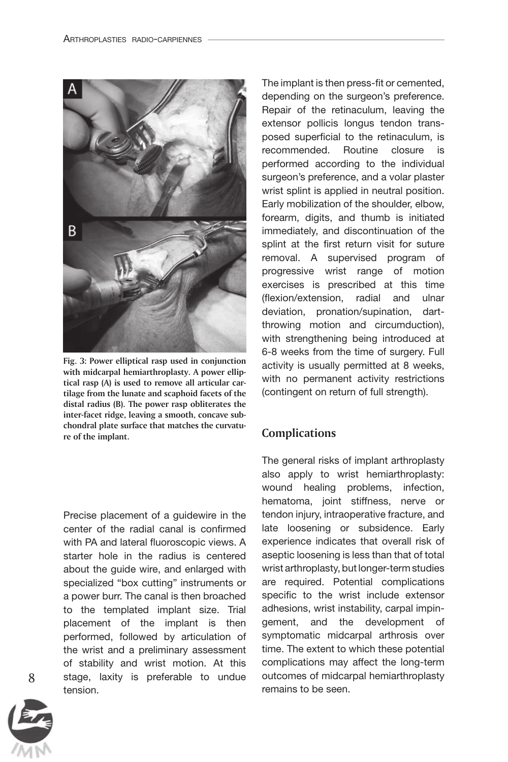Fig. 3: Power elliptical rasp used in conjunction with midcarpal hemiarthroplasty. A power elliptical rasp (A) is used to remove all articular cartilage from the lunate and scaphoid facets of the distal radius (B). The power rasp obliterates the inter-facet ridge, leaving a smooth, concave subchondral plate surface that matches the curvature of the implant.

Precise placement of a guidewire in the center of the radial canal is confirmed with PA and lateral fluoroscopic views. A starter hole in the radius is centered about the guide wire, and enlarged with specialized "box cutting" instruments or a power burr. The canal is then broached to the templated implant size. Trial placement of the implant is then performed, followed by articulation of the wrist and a preliminary assessment of stability and wrist motion. At this stage, laxity is preferable to undue tension.

The implant is then press-fit or cemented, depending on the surgeon's preference. Repair of the retinaculum, leaving the extensor pollicis longus tendon transposed superficial to the retinaculum, is recommended. Routine closure is performed according to the individual surgeon's preference, and a volar plaster wrist splint is applied in neutral position. Early mobilization of the shoulder, elbow, forearm, digits, and thumb is initiated immediately, and discontinuation of the splint at the first return visit for suture removal. A supervised program of progressive wrist range of motion exercises is prescribed at this time (flexion/extension, radial and ulnar deviation, pronation/supination, dart-throwing motion and circumduction), with strengthening being introduced at 6-8 weeks from the time of surgery. Full activity is usually permitted at 8 weeks, with no permanent activity restrictions (contingent on return of full strength).

## Complications

The general risks of implant arthroplasty also apply to wrist hemiarthroplasty: wound healing problems, infection, hematoma, joint stiffness, nerve or tendon injury, intraoperative fracture, and late loosening or subsidence. Early experience indicates that overall risk of aseptic loosening is less than that of total wrist arthroplasty, but longer-term studies are required. Potential complications specific to the wrist include extensor adhesions, wrist instability, carpal impingement, and the development of symptomatic midcarpal arthrosis over time. The extent to which these potential complications may affect the long-term outcomes of midcarpal hemiarthroplasty remains to be seen.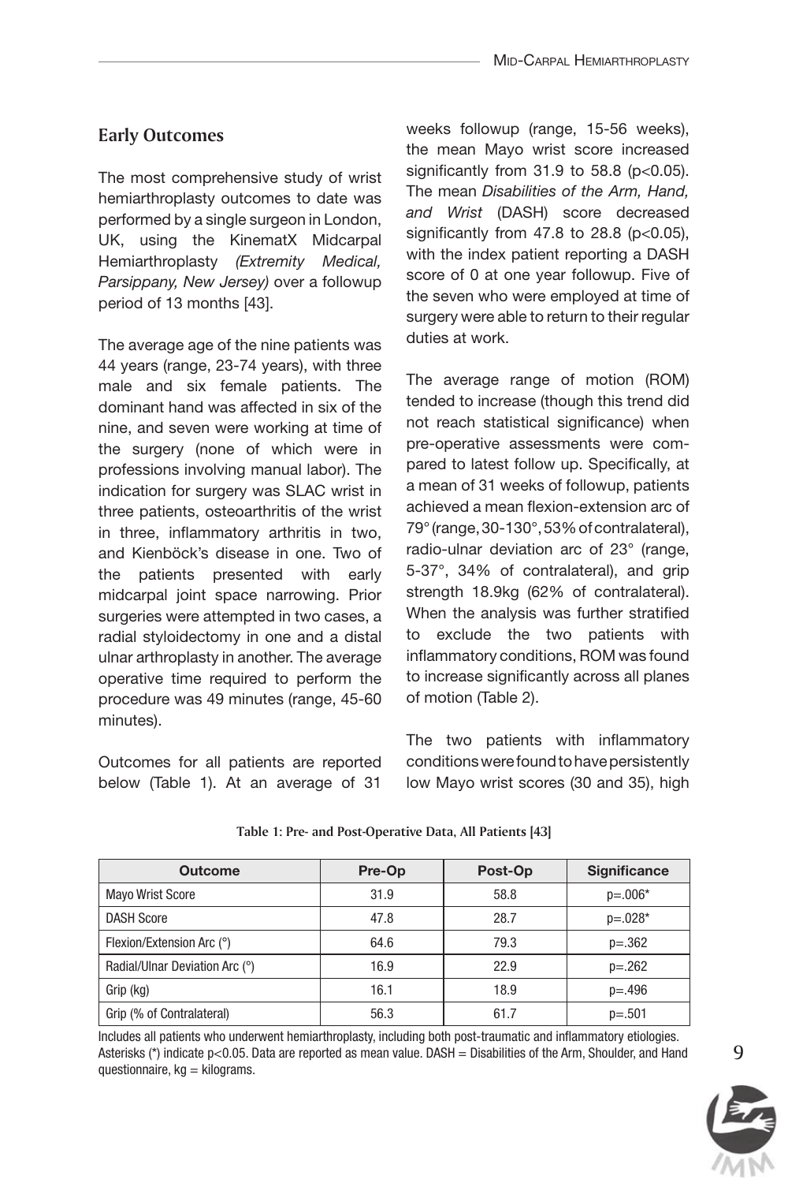## Early Outcomes

The most comprehensive study of wrist hemiarthroplasty outcomes to date was performed by a single surgeon in London, UK, using the KinematX Midcarpal Hemiarthroplasty *(Extremity Medical, Parsippany, New Jersey)* over a followup period of 13 months [43].

The average age of the nine patients was 44 years (range, 23-74 years), with three male and six female patients. The dominant hand was affected in six of the nine, and seven were working at time of the surgery (none of which were in professions involving manual labor). The indication for surgery was SLAC wrist in three patients, osteoarthritis of the wrist in three, inflammatory arthritis in two, and Kienböck's disease in one. Two of the patients presented with early midcarpal joint space narrowing. Prior surgeries were attempted in two cases, a radial styloidectomy in one and a distal ulnar arthroplasty in another. The average operative time required to perform the procedure was 49 minutes (range, 45-60 minutes).

Outcomes for all patients are reported below (Table 1). At an average of 31 weeks followup (range, 15-56 weeks), the mean Mayo wrist score increased significantly from 31.9 to 58.8 ($p<0.05$). The mean *Disabilities of the Arm, Hand, and Wrist* (DASH) score decreased significantly from 47.8 to 28.8 ($p<0.05$), with the index patient reporting a DASH score of 0 at one year followup. Five of the seven who were employed at time of surgery were able to return to their regular duties at work.

The average range of motion (ROM) tended to increase (though this trend did not reach statistical significance) when pre-operative assessments were compared to latest follow up. Specifically, at a mean of 31 weeks of followup, patients achieved a mean flexion-extension arc of 79° (range, 30-130°, 53% of contralateral), radio-ulnar deviation arc of 23° (range, 5-37°, 34% of contralateral), and grip strength 18.9kg (62% of contralateral). When the analysis was further stratified to exclude the two patients with inflammatory conditions, ROM was found to increase significantly across all planes of motion (Table 2).

The two patients with inflammatory conditions were found to have persistently low Mayo wrist scores (30 and 35), high

**Table 1: Pre- and Post-Operative Data, All Patients [43]**

| Outcome | Pre-Op | Post-Op | Significance |
|---|---|---|---|
| Mayo Wrist Score | 31.9 | 58.8 | p=.006* |
| DASH Score | 47.8 | 28.7 | p=.028* |
| Flexion/Extension Arc (°) | 64.6 | 79.3 | p=.362 |
| Radial/Ulnar Deviation Arc (°) | 16.9 | 22.9 | p=.262 |
| Grip (kg) | 16.1 | 18.9 | p=.496 |
| Grip (% of Contralateral) | 56.3 | 61.7 | p=.501 |

Includes all patients who underwent hemiarthroplasty, including both post-traumatic and inflammatory etiologies. Asterisks (*) indicate $p<0.05$. Data are reported as mean value. DASH = Disabilities of the Arm, Shoulder, and Hand questionnaire, kg = kilograms.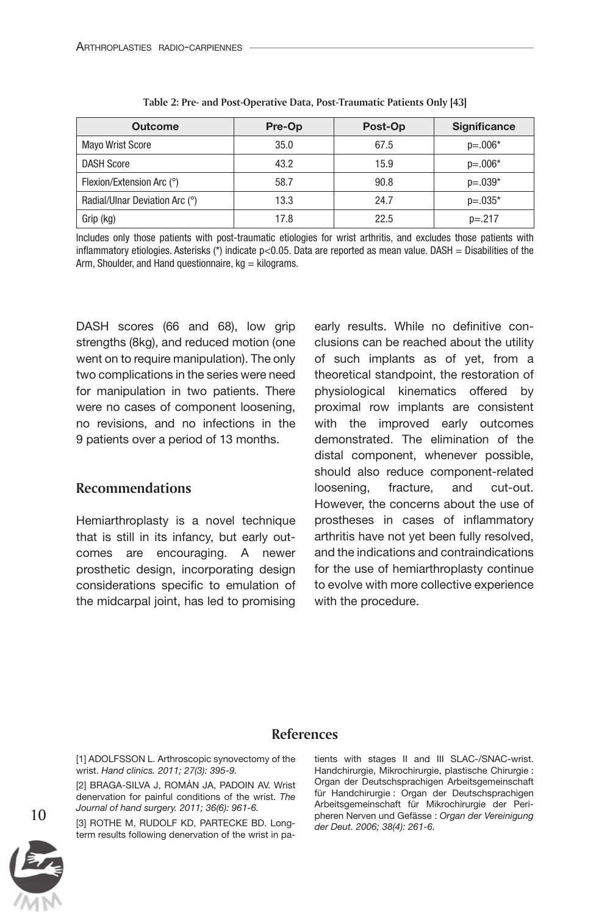**Table 2: Pre- and Post-Operative Data, Post-Traumatic Patients Only [43]**

| Outcome | Pre-Op | Post-Op | Significance |
| --- | --- | --- | --- |
| Mayo Wrist Score | 35.0 | 67.5 | p=.006* |
| DASH Score | 43.2 | 15.9 | p=.006* |
| Flexion/Extension Arc (°) | 58.7 | 90.8 | p=.039* |
| Radial/Ulnar Deviation Arc (°) | 13.3 | 24.7 | p=.035* |
| Grip (kg) | 17.8 | 22.5 | p=.217 |

Includes only those patients with post-traumatic etiologies for wrist arthritis, and excludes those patients with inflammatory etiologies. Asterisks (*) indicate $p<0.05$. Data are reported as mean value. DASH = Disabilities of the Arm, Shoulder, and Hand questionnaire, kg = kilograms.

DASH scores (66 and 68), low grip strengths (8kg), and reduced motion (one went on to require manipulation). The only two complications in the series were need for manipulation in two patients. There were no cases of component loosening, no revisions, and no infections in the 9 patients over a period of 13 months.

## Recommendations

Hemiarthroplasty is a novel technique that is still in its infancy, but early outcomes are encouraging. A newer prosthetic design, incorporating design considerations specific to emulation of the midcarpal joint, has led to promising early results. While no definitive conclusions can be reached about the utility of such implants as of yet, from a theoretical standpoint, the restoration of physiological kinematics offered by proximal row implants are consistent with the improved early outcomes demonstrated. The elimination of the distal component, whenever possible, should also reduce component-related loosening, fracture, and cut-out. However, the concerns about the use of prostheses in cases of inflammatory arthritis have not yet been fully resolved, and the indications and contraindications for the use of hemiarthroplasty continue to evolve with more collective experience with the procedure.

## References

[1] ADOLFSSON L. Arthroscopic synovectomy of the wrist. *Hand clinics. 2011; 27(3): 395-9.*

[2] BRAGA-SILVA J, ROMÁN JA, PADOIN AV. Wrist denervation for painful conditions of the wrist. *The Journal of hand surgery. 2011; 36(6): 961-6.*

[3] ROTHE M, RUDOLF KD, PARTECKE BD. Long-term results following denervation of the wrist in patients with stages II and III SLAC-/SNAC-wrist. Handchirurgie, Mikrochirurgie, plastische Chirurgie : Organ der Deutschsprachigen Arbeitsgemeinschaft für Handchirurgie : Organ der Deutschsprachigen Arbeitsgemeinschaft für Mikrochirurgie der Peripheren Nerven und Gefässe : *Organ der Vereinigung der Deut. 2006; 38(4): 261-6.*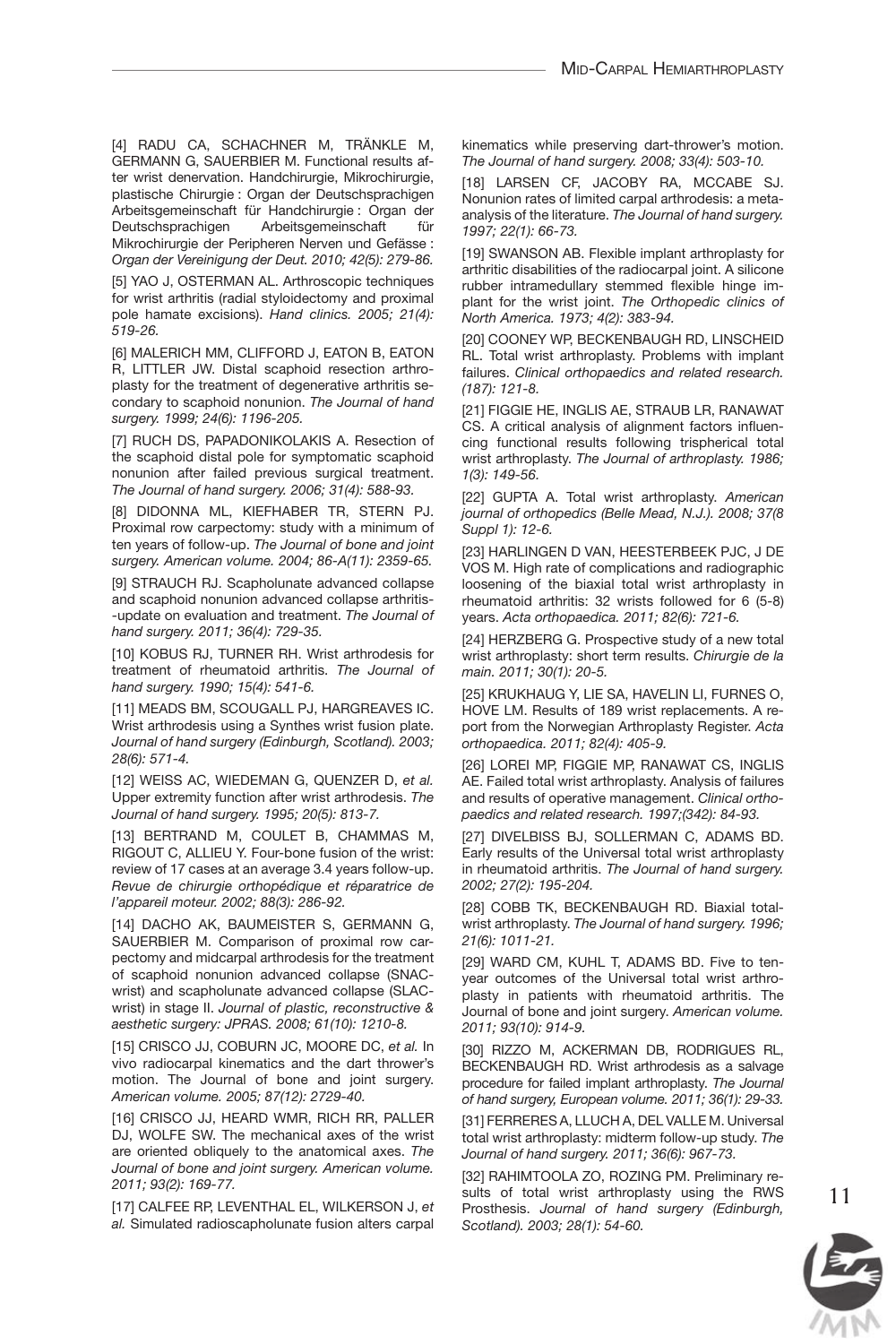[4] RADU CA, SCHACHNER M, TRÄNKLE M, GERMANN G, SAUERBIER M. Functional results after wrist denervation. Handchirurgie, Mikrochirurgie, plastische Chirurgie : Organ der Deutschsprachigen Arbeitsgemeinschaft für Handchirurgie : Organ der Deutschsprachigen Arbeitsgemeinschaft für Mikrochirurgie der Peripheren Nerven und Gefässe : *Organ der Vereinigung der Deut. 2010; 42(5): 279-86.*

[5] YAO J, OSTERMAN AL. Arthroscopic techniques for wrist arthritis (radial styloidectomy and proximal pole hamate excisions). *Hand clinics. 2005; 21(4): 519-26.*

[6] MALERICH MM, CLIFFORD J, EATON B, EATON R, LITTLER JW. Distal scaphoid resection arthroplasty for the treatment of degenerative arthritis secondary to scaphoid nonunion. *The Journal of hand surgery. 1999; 24(6): 1196-205.*

[7] RUCH DS, PAPADONIKOLAKIS A. Resection of the scaphoid distal pole for symptomatic scaphoid nonunion after failed previous surgical treatment. *The Journal of hand surgery. 2006; 31(4): 588-93.*

[8] DIDONNA ML, KIEFHABER TR, STERN PJ. Proximal row carpectomy: study with a minimum of ten years of follow-up. *The Journal of bone and joint surgery. American volume. 2004; 86-A(11): 2359-65.*

[9] STRAUCH RJ. Scapholunate advanced collapse and scaphoid nonunion advanced collapse arthritis--update on evaluation and treatment. *The Journal of hand surgery. 2011; 36(4): 729-35.*

[10] KOBUS RJ, TURNER RH. Wrist arthrodesis for treatment of rheumatoid arthritis. *The Journal of hand surgery. 1990; 15(4): 541-6.*

[11] MEADS BM, SCOUGALL PJ, HARGREAVES IC. Wrist arthrodesis using a Synthes wrist fusion plate. *Journal of hand surgery (Edinburgh, Scotland). 2003; 28(6): 571-4.*

[12] WEISS AC, WIEDEMAN G, QUENZER D, *et al.* Upper extremity function after wrist arthrodesis. *The Journal of hand surgery. 1995; 20(5): 813-7.*

[13] BERTRAND M, COULET B, CHAMMAS M, RIGOUT C, ALLIEU Y. Four-bone fusion of the wrist: review of 17 cases at an average 3.4 years follow-up. *Revue de chirurgie orthopédique et réparatrice de l'appareil moteur. 2002; 88(3): 286-92.*

[14] DACHO AK, BAUMEISTER S, GERMANN G, SAUERBIER M. Comparison of proximal row carpectomy and midcarpal arthrodesis for the treatment of scaphoid nonunion advanced collapse (SNAC-wrist) and scapholunate advanced collapse (SLAC-wrist) in stage II. *Journal of plastic, reconstructive & aesthetic surgery: JPRAS. 2008; 61(10): 1210-8.*

[15] CRISCO JJ, COBURN JC, MOORE DC, *et al.* In vivo radiocarpal kinematics and the dart thrower's motion. The Journal of bone and joint surgery. *American volume. 2005; 87(12): 2729-40.*

[16] CRISCO JJ, HEARD WMR, RICH RR, PALLER DJ, WOLFE SW. The mechanical axes of the wrist are oriented obliquely to the anatomical axes. *The Journal of bone and joint surgery. American volume. 2011; 93(2): 169-77.*

[17] CALFEE RP, LEVENTHAL EL, WILKERSON J, *et al.* Simulated radioscapholunate fusion alters carpal kinematics while preserving dart-thrower's motion. *The Journal of hand surgery. 2008; 33(4): 503-10.*

[18] LARSEN CF, JACOBY RA, MCCABE SJ. Nonunion rates of limited carpal arthrodesis: a meta-analysis of the literature. *The Journal of hand surgery. 1997; 22(1): 66-73.*

[19] SWANSON AB. Flexible implant arthroplasty for arthritic disabilities of the radiocarpal joint. A silicone rubber intramedullary stemmed flexible hinge implant for the wrist joint. *The Orthopedic clinics of North America. 1973; 4(2): 383-94.*

[20] COONEY WP, BECKENBAUGH RD, LINSCHEID RL. Total wrist arthroplasty. Problems with implant failures. *Clinical orthopaedics and related research. (187): 121-8.*

[21] FIGGIE HE, INGLIS AE, STRAUB LR, RANAWAT CS. A critical analysis of alignment factors influencing functional results following trispherical total wrist arthroplasty. *The Journal of arthroplasty. 1986; 1(3): 149-56.*

[22] GUPTA A. Total wrist arthroplasty. *American journal of orthopedics (Belle Mead, N.J.). 2008; 37(8 Suppl 1): 12-6.*

[23] HARLINGEN D VAN, HEESTERBEEK PJC, J DE VOS M. High rate of complications and radiographic loosening of the biaxial total wrist arthroplasty in rheumatoid arthritis: 32 wrists followed for 6 (5-8) years. *Acta orthopaedica. 2011; 82(6): 721-6.*

[24] HERZBERG G. Prospective study of a new total wrist arthroplasty: short term results. *Chirurgie de la main. 2011; 30(1): 20-5.*

[25] KRUKHAUG Y, LIE SA, HAVELIN LI, FURNES O, HOVE LM. Results of 189 wrist replacements. A report from the Norwegian Arthroplasty Register. *Acta orthopaedica. 2011; 82(4): 405-9.*

[26] LOREI MP, FIGGIE MP, RANAWAT CS, INGLIS AE. Failed total wrist arthroplasty. Analysis of failures and results of operative management. *Clinical orthopaedics and related research. 1997;(342): 84-93.*

[27] DIVELBISS BJ, SOLLERMAN C, ADAMS BD. Early results of the Universal total wrist arthroplasty in rheumatoid arthritis. *The Journal of hand surgery. 2002; 27(2): 195-204.*

[28] COBB TK, BECKENBAUGH RD. Biaxial total-wrist arthroplasty. *The Journal of hand surgery. 1996; 21(6): 1011-21.*

[29] WARD CM, KUHL T, ADAMS BD. Five to ten-year outcomes of the Universal total wrist arthroplasty in patients with rheumatoid arthritis. The Journal of bone and joint surgery. *American volume. 2011; 93(10): 914-9.*

[30] RIZZO M, ACKERMAN DB, RODRIGUES RL, BECKENBAUGH RD. Wrist arthrodesis as a salvage procedure for failed implant arthroplasty. *The Journal of hand surgery, European volume. 2011; 36(1): 29-33.*

[31] FERRERES A, LLUCH A, DEL VALLE M. Universal total wrist arthroplasty: midterm follow-up study. *The Journal of hand surgery. 2011; 36(6): 967-73.*

[32] RAHIMTOOLA ZO, ROZING PM. Preliminary results of total wrist arthroplasty using the RWS Prosthesis. *Journal of hand surgery (Edinburgh, Scotland). 2003; 28(1): 54-60.*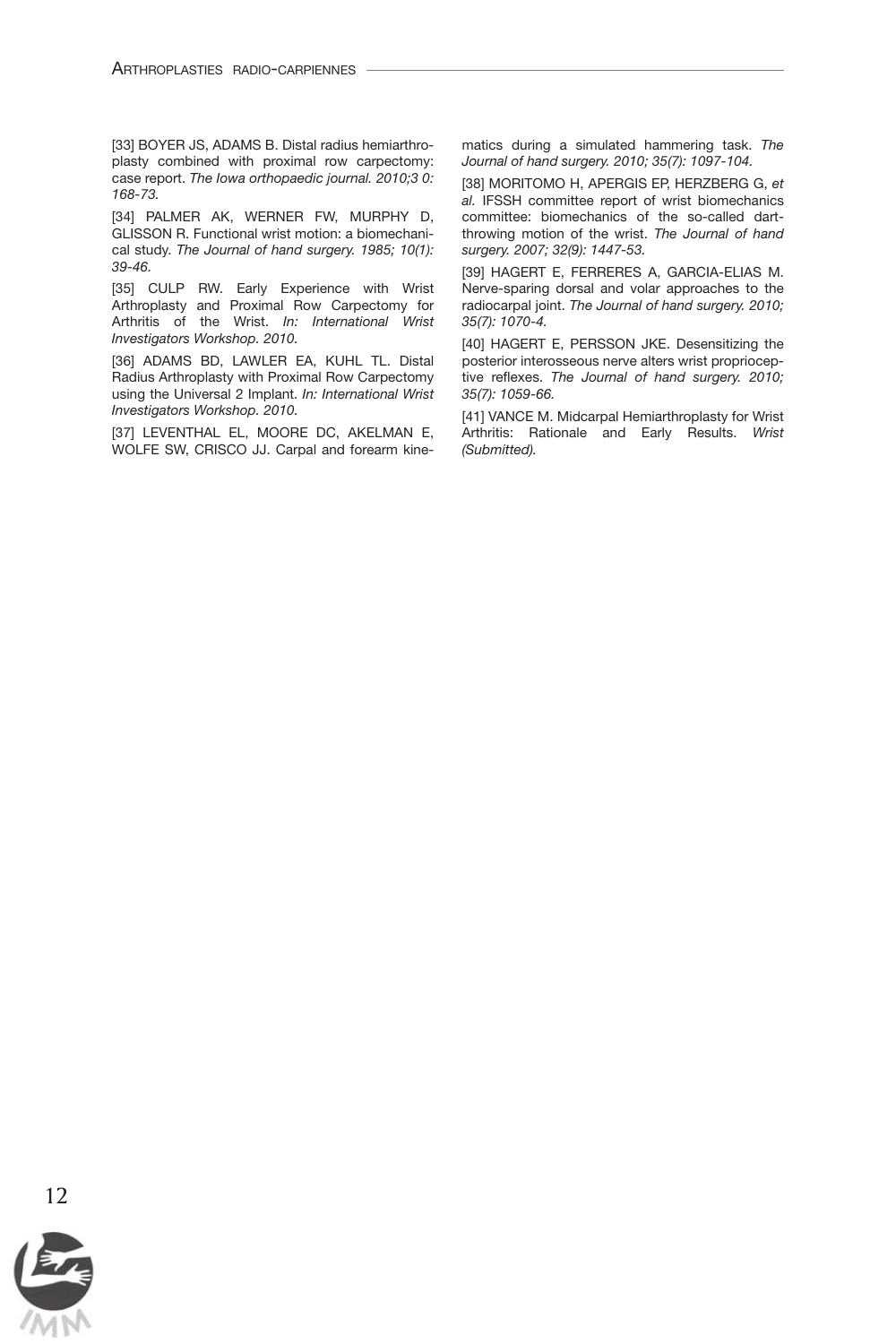[33] BOYER JS, ADAMS B. Distal radius hemiarthroplasty combined with proximal row carpectomy: case report. *The Iowa orthopaedic journal. 2010;3 0: 168-73.*

[34] PALMER AK, WERNER FW, MURPHY D, GLISSON R. Functional wrist motion: a biomechanical study. *The Journal of hand surgery. 1985; 10(1): 39-46.*

[35] CULP RW. Early Experience with Wrist Arthroplasty and Proximal Row Carpectomy for Arthritis of the Wrist. *In: International Wrist Investigators Workshop. 2010.*

[36] ADAMS BD, LAWLER EA, KUHL TL. Distal Radius Arthroplasty with Proximal Row Carpectomy using the Universal 2 Implant. *In: International Wrist Investigators Workshop. 2010.*

[37] LEVENTHAL EL, MOORE DC, AKELMAN E, WOLFE SW, CRISCO JJ. Carpal and forearm kinematics during a simulated hammering task. *The Journal of hand surgery. 2010; 35(7): 1097-104.*

[38] MORITOMO H, APERGIS EP, HERZBERG G, *et al.* IFSSH committee report of wrist biomechanics committee: biomechanics of the so-called dart-throwing motion of the wrist. *The Journal of hand surgery. 2007; 32(9): 1447-53.*

[39] HAGERT E, FERRERES A, GARCIA-ELIAS M. Nerve-sparing dorsal and volar approaches to the radiocarpal joint. *The Journal of hand surgery. 2010; 35(7): 1070-4.*

[40] HAGERT E, PERSSON JKE. Desensitizing the posterior interosseous nerve alters wrist proprioceptive reflexes. *The Journal of hand surgery. 2010; 35(7): 1059-66.*

[41] VANCE M. Midcarpal Hemiarthroplasty for Wrist Arthritis: Rationale and Early Results. *Wrist (Submitted).*